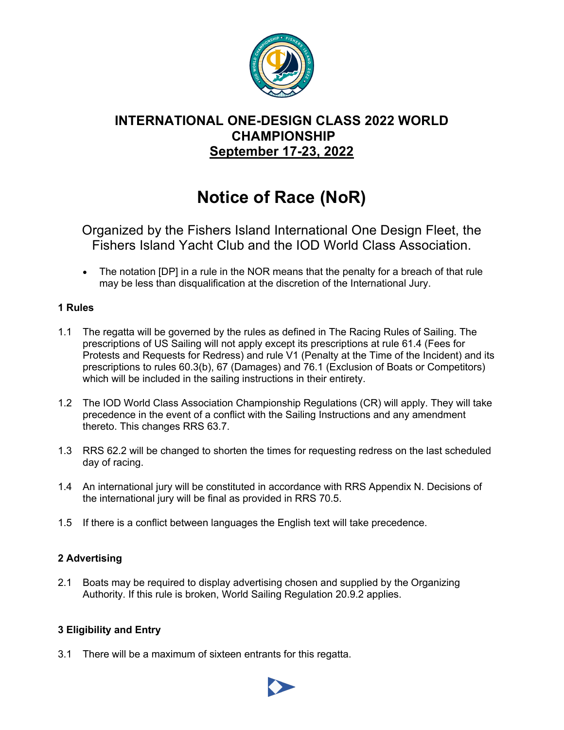# INTERNATIONAL ONE-DESIGN CLASS 2022 WORLD CHAMPIONSHIP

**September 17-23, 2022**

# Notice of Race (NoR)

Organized by the Fishers Island International One Design Fleet, the Fishers Island Yacht Club and the IOD World Class Association.

- The notation [DP] in a rule in the NOR means that the penalty for a breach of that rule may be less than disqualification at the discretion of the International Jury.

### 1 Rules

1.1 The regatta will be governed by the rules as defined in The Racing Rules of Sailing. The prescriptions of US Sailing will not apply except its prescriptions at rule 61.4 (Fees for Protests and Requests for Redress) and rule V1 (Penalty at the Time of the Incident) and its prescriptions to rules 60.3(b), 67 (Damages) and 76.1 (Exclusion of Boats or Competitors) which will be included in the sailing instructions in their entirety.

1.2 The IOD World Class Association Championship Regulations (CR) will apply. They will take precedence in the event of a conflict with the Sailing Instructions and any amendment thereto. This changes RRS 63.7.

1.3 RRS 62.2 will be changed to shorten the times for requesting redress on the last scheduled day of racing.

1.4 An international jury will be constituted in accordance with RRS Appendix N. Decisions of the international jury will be final as provided in RRS 70.5.

1.5 If there is a conflict between languages the English text will take precedence.

### 2 Advertising

2.1 Boats may be required to display advertising chosen and supplied by the Organizing Authority. If this rule is broken, World Sailing Regulation 20.9.2 applies.

### 3 Eligibility and Entry

3.1 There will be a maximum of sixteen entrants for this regatta.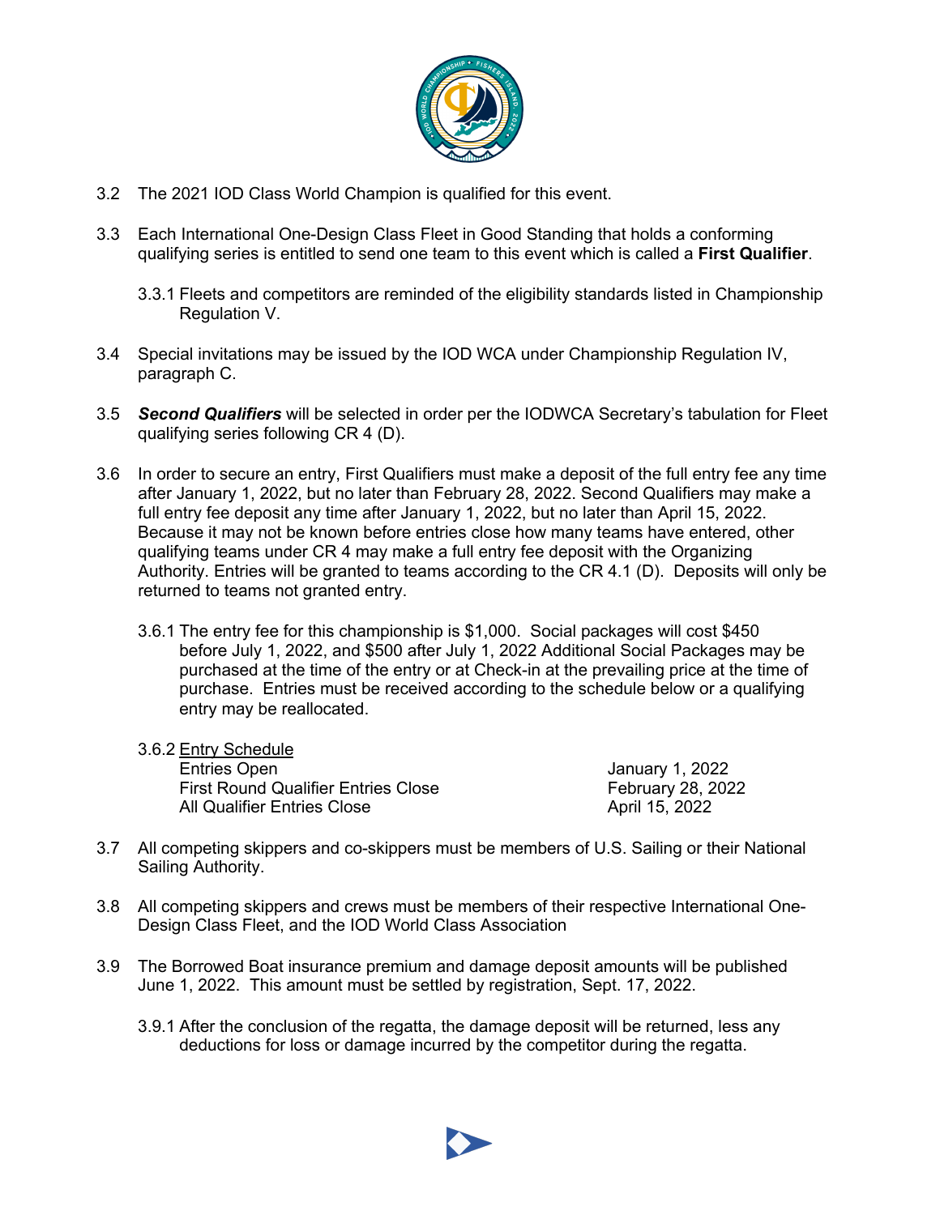3.2 The 2021 IOD Class World Champion is qualified for this event.

3.3 Each International One-Design Class Fleet in Good Standing that holds a conforming qualifying series is entitled to send one team to this event which is called a **First Qualifier**.

3.3.1 Fleets and competitors are reminded of the eligibility standards listed in Championship Regulation V.

3.4 Special invitations may be issued by the IOD WCA under Championship Regulation IV, paragraph C.

3.5 ***Second Qualifiers*** will be selected in order per the IODWCA Secretary's tabulation for Fleet qualifying series following CR 4 (D).

3.6 In order to secure an entry, First Qualifiers must make a deposit of the full entry fee any time after January 1, 2022, but no later than February 28, 2022. Second Qualifiers may make a full entry fee deposit any time after January 1, 2022, but no later than April 15, 2022. Because it may not be known before entries close how many teams have entered, other qualifying teams under CR 4 may make a full entry fee deposit with the Organizing Authority. Entries will be granted to teams according to the CR 4.1 (D). Deposits will only be returned to teams not granted entry.

3.6.1 The entry fee for this championship is $1,000. Social packages will cost $450 before July 1, 2022, and $500 after July 1, 2022 Additional Social Packages may be purchased at the time of the entry or at Check-in at the prevailing price at the time of purchase. Entries must be received according to the schedule below or a qualifying entry may be reallocated.

3.6.2 Entry Schedule

| | |
|---|---|
| Entries Open | January 1, 2022 |
| First Round Qualifier Entries Close | February 28, 2022 |
| All Qualifier Entries Close | April 15, 2022 |

3.7 All competing skippers and co-skippers must be members of U.S. Sailing or their National Sailing Authority.

3.8 All competing skippers and crews must be members of their respective International One-Design Class Fleet, and the IOD World Class Association

3.9 The Borrowed Boat insurance premium and damage deposit amounts will be published June 1, 2022. This amount must be settled by registration, Sept. 17, 2022.

3.9.1 After the conclusion of the regatta, the damage deposit will be returned, less any deductions for loss or damage incurred by the competitor during the regatta.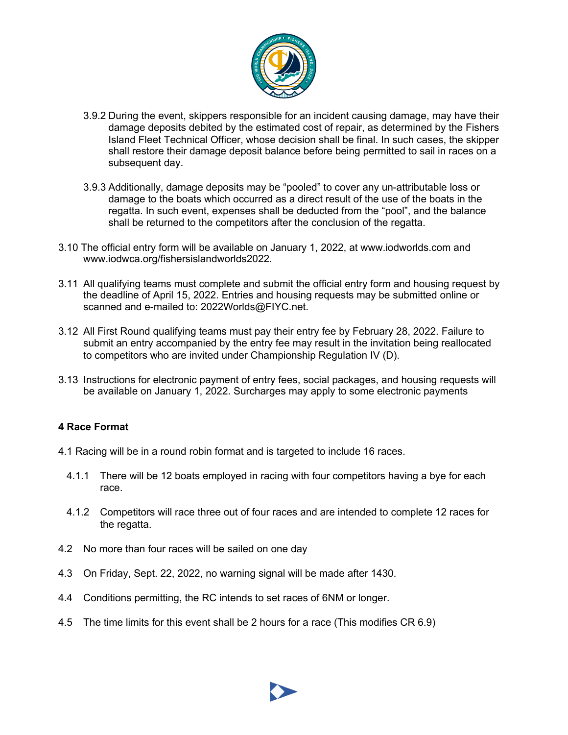3.9.2 During the event, skippers responsible for an incident causing damage, may have their damage deposits debited by the estimated cost of repair, as determined by the Fishers Island Fleet Technical Officer, whose decision shall be final. In such cases, the skipper shall restore their damage deposit balance before being permitted to sail in races on a subsequent day.

3.9.3 Additionally, damage deposits may be "pooled" to cover any un-attributable loss or damage to the boats which occurred as a direct result of the use of the boats in the regatta. In such event, expenses shall be deducted from the "pool", and the balance shall be returned to the competitors after the conclusion of the regatta.

3.10 The official entry form will be available on January 1, 2022, at www.iodworlds.com and www.iodwca.org/fishersislandworlds2022.

3.11 All qualifying teams must complete and submit the official entry form and housing request by the deadline of April 15, 2022. Entries and housing requests may be submitted online or scanned and e-mailed to: 2022Worlds@FIYC.net.

3.12 All First Round qualifying teams must pay their entry fee by February 28, 2022. Failure to submit an entry accompanied by the entry fee may result in the invitation being reallocated to competitors who are invited under Championship Regulation IV (D).

3.13 Instructions for electronic payment of entry fees, social packages, and housing requests will be available on January 1, 2022. Surcharges may apply to some electronic payments

**4 Race Format**

4.1 Racing will be in a round robin format and is targeted to include 16 races.

4.1.1 There will be 12 boats employed in racing with four competitors having a bye for each race.

4.1.2 Competitors will race three out of four races and are intended to complete 12 races for the regatta.

4.2 No more than four races will be sailed on one day

4.3 On Friday, Sept. 22, 2022, no warning signal will be made after 1430.

4.4 Conditions permitting, the RC intends to set races of 6NM or longer.

4.5 The time limits for this event shall be 2 hours for a race (This modifies CR 6.9)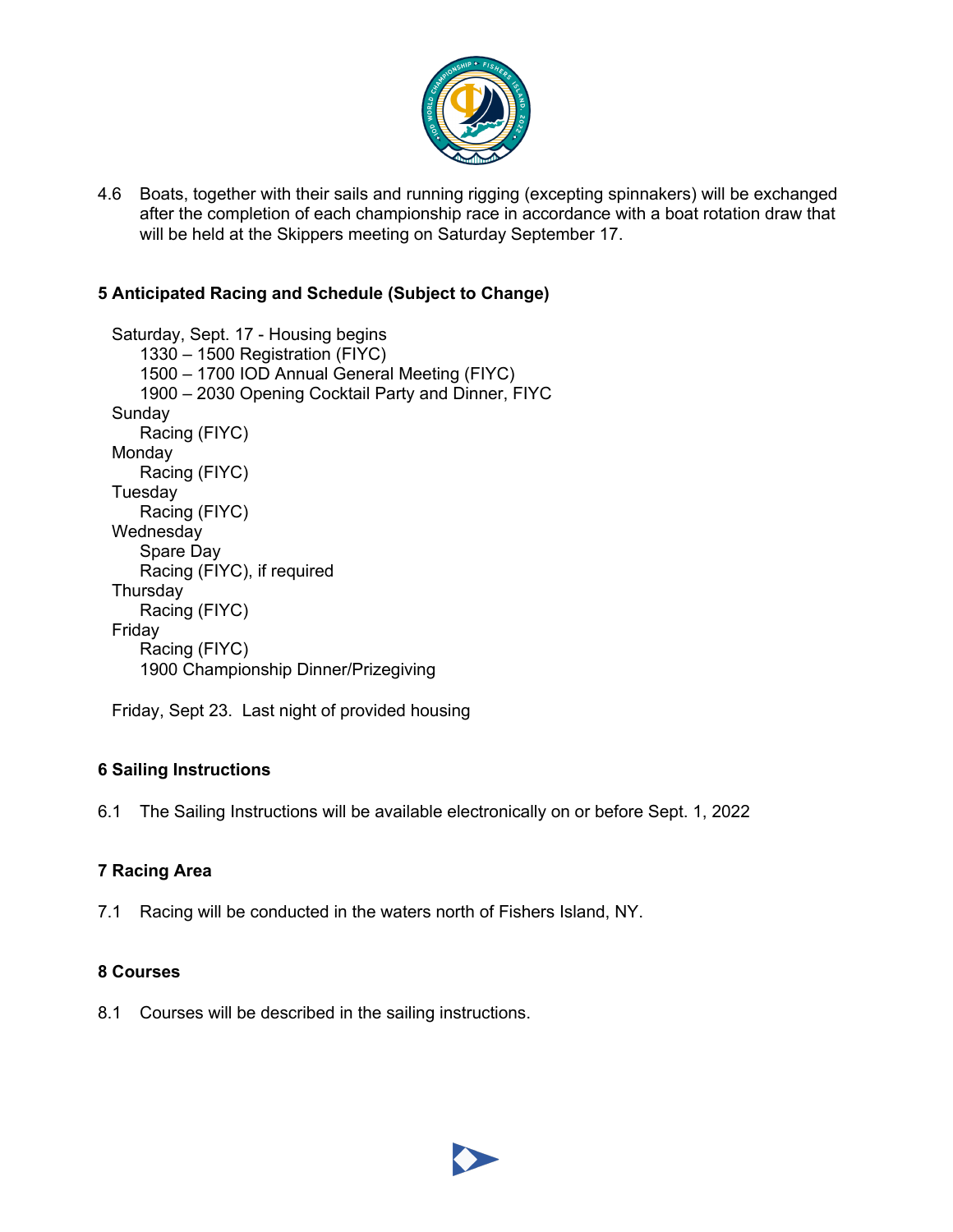4.6 Boats, together with their sails and running rigging (excepting spinnakers) will be exchanged after the completion of each championship race in accordance with a boat rotation draw that will be held at the Skippers meeting on Saturday September 17.

## 5 Anticipated Racing and Schedule (Subject to Change)

Saturday, Sept. 17 - Housing begins
- 1330 – 1500 Registration (FIYC)
- 1500 – 1700 IOD Annual General Meeting (FIYC)
- 1900 – 2030 Opening Cocktail Party and Dinner, FIYC

Sunday
- Racing (FIYC)

Monday
- Racing (FIYC)

Tuesday
- Racing (FIYC)

Wednesday
- Spare Day
- Racing (FIYC), if required

Thursday
- Racing (FIYC)

Friday
- Racing (FIYC)
- 1900 Championship Dinner/Prizegiving

Friday, Sept 23. Last night of provided housing

## 6 Sailing Instructions

6.1 The Sailing Instructions will be available electronically on or before Sept. 1, 2022

## 7 Racing Area

7.1 Racing will be conducted in the waters north of Fishers Island, NY.

## 8 Courses

8.1 Courses will be described in the sailing instructions.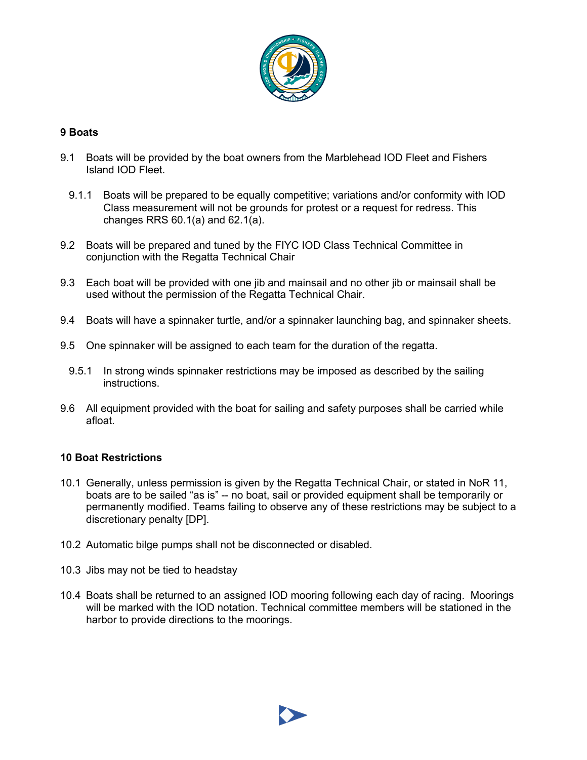## 9 Boats

9.1 Boats will be provided by the boat owners from the Marblehead IOD Fleet and Fishers Island IOD Fleet.

9.1.1 Boats will be prepared to be equally competitive; variations and/or conformity with IOD Class measurement will not be grounds for protest or a request for redress. This changes RRS 60.1(a) and 62.1(a).

9.2 Boats will be prepared and tuned by the FIYC IOD Class Technical Committee in conjunction with the Regatta Technical Chair

9.3 Each boat will be provided with one jib and mainsail and no other jib or mainsail shall be used without the permission of the Regatta Technical Chair.

9.4 Boats will have a spinnaker turtle, and/or a spinnaker launching bag, and spinnaker sheets.

9.5 One spinnaker will be assigned to each team for the duration of the regatta.

9.5.1 In strong winds spinnaker restrictions may be imposed as described by the sailing instructions.

9.6 All equipment provided with the boat for sailing and safety purposes shall be carried while afloat.

## 10 Boat Restrictions

10.1 Generally, unless permission is given by the Regatta Technical Chair, or stated in NoR 11, boats are to be sailed "as is" -- no boat, sail or provided equipment shall be temporarily or permanently modified. Teams failing to observe any of these restrictions may be subject to a discretionary penalty [DP].

10.2 Automatic bilge pumps shall not be disconnected or disabled.

10.3 Jibs may not be tied to headstay

10.4 Boats shall be returned to an assigned IOD mooring following each day of racing. Moorings will be marked with the IOD notation. Technical committee members will be stationed in the harbor to provide directions to the moorings.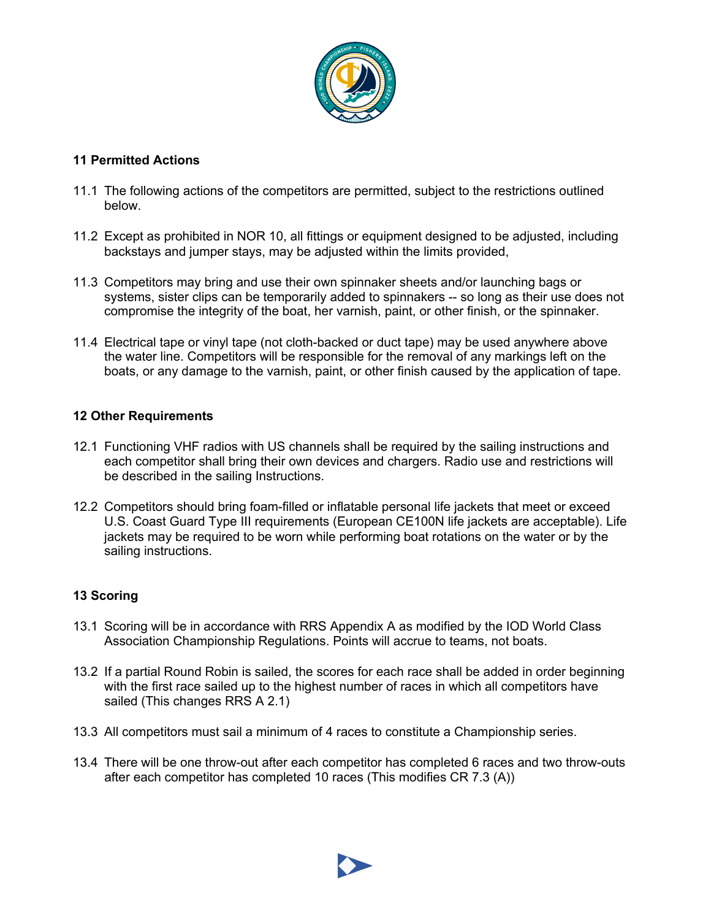## 11 Permitted Actions

11.1 The following actions of the competitors are permitted, subject to the restrictions outlined below.

11.2 Except as prohibited in NOR 10, all fittings or equipment designed to be adjusted, including backstays and jumper stays, may be adjusted within the limits provided,

11.3 Competitors may bring and use their own spinnaker sheets and/or launching bags or systems, sister clips can be temporarily added to spinnakers -- so long as their use does not compromise the integrity of the boat, her varnish, paint, or other finish, or the spinnaker.

11.4 Electrical tape or vinyl tape (not cloth-backed or duct tape) may be used anywhere above the water line. Competitors will be responsible for the removal of any markings left on the boats, or any damage to the varnish, paint, or other finish caused by the application of tape.

## 12 Other Requirements

12.1 Functioning VHF radios with US channels shall be required by the sailing instructions and each competitor shall bring their own devices and chargers. Radio use and restrictions will be described in the sailing Instructions.

12.2 Competitors should bring foam-filled or inflatable personal life jackets that meet or exceed U.S. Coast Guard Type III requirements (European CE100N life jackets are acceptable). Life jackets may be required to be worn while performing boat rotations on the water or by the sailing instructions.

## 13 Scoring

13.1 Scoring will be in accordance with RRS Appendix A as modified by the IOD World Class Association Championship Regulations. Points will accrue to teams, not boats.

13.2 If a partial Round Robin is sailed, the scores for each race shall be added in order beginning with the first race sailed up to the highest number of races in which all competitors have sailed (This changes RRS A 2.1)

13.3 All competitors must sail a minimum of 4 races to constitute a Championship series.

13.4 There will be one throw-out after each competitor has completed 6 races and two throw-outs after each competitor has completed 10 races (This modifies CR 7.3 (A))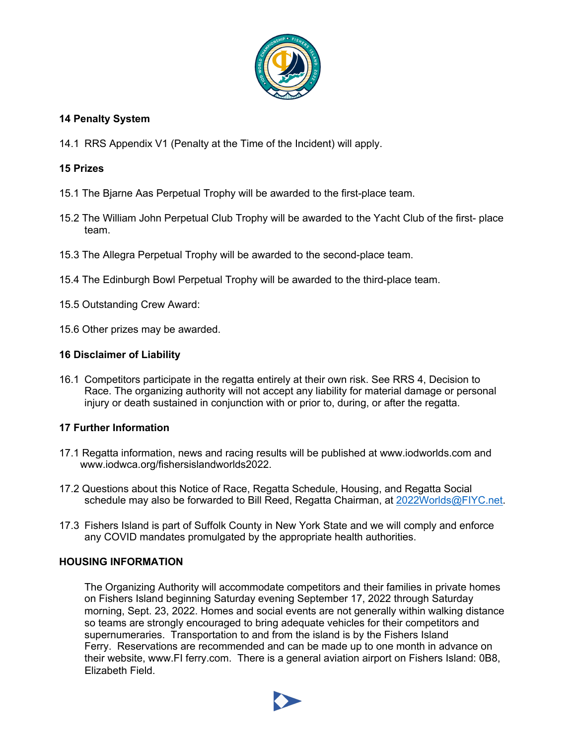## 14 Penalty System

14.1 RRS Appendix V1 (Penalty at the Time of the Incident) will apply.

## 15 Prizes

15.1 The Bjarne Aas Perpetual Trophy will be awarded to the first-place team.

15.2 The William John Perpetual Club Trophy will be awarded to the Yacht Club of the first- place team.

15.3 The Allegra Perpetual Trophy will be awarded to the second-place team.

15.4 The Edinburgh Bowl Perpetual Trophy will be awarded to the third-place team.

15.5 Outstanding Crew Award:

15.6 Other prizes may be awarded.

## 16 Disclaimer of Liability

16.1 Competitors participate in the regatta entirely at their own risk. See RRS 4, Decision to Race. The organizing authority will not accept any liability for material damage or personal injury or death sustained in conjunction with or prior to, during, or after the regatta.

## 17 Further Information

17.1 Regatta information, news and racing results will be published at www.iodworlds.com and www.iodwca.org/fishersislandworlds2022.

17.2 Questions about this Notice of Race, Regatta Schedule, Housing, and Regatta Social schedule may also be forwarded to Bill Reed, Regatta Chairman, at 2022Worlds@FIYC.net.

17.3 Fishers Island is part of Suffolk County in New York State and we will comply and enforce any COVID mandates promulgated by the appropriate health authorities.

## HOUSING INFORMATION

The Organizing Authority will accommodate competitors and their families in private homes on Fishers Island beginning Saturday evening September 17, 2022 through Saturday morning, Sept. 23, 2022. Homes and social events are not generally within walking distance so teams are strongly encouraged to bring adequate vehicles for their competitors and supernumeraries. Transportation to and from the island is by the Fishers Island Ferry. Reservations are recommended and can be made up to one month in advance on their website, www.FI ferry.com. There is a general aviation airport on Fishers Island: 0B8, Elizabeth Field.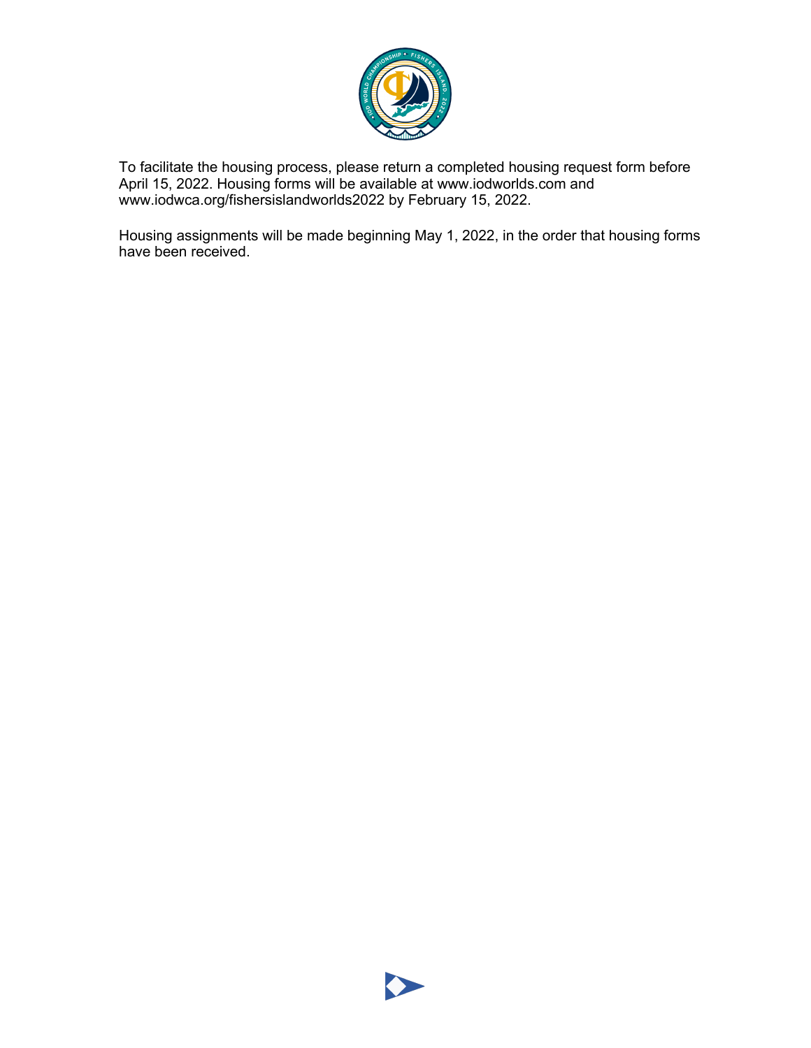To facilitate the housing process, please return a completed housing request form before April 15, 2022. Housing forms will be available at www.iodworlds.com and www.iodwca.org/fishersislandworlds2022 by February 15, 2022.

Housing assignments will be made beginning May 1, 2022, in the order that housing forms have been received.